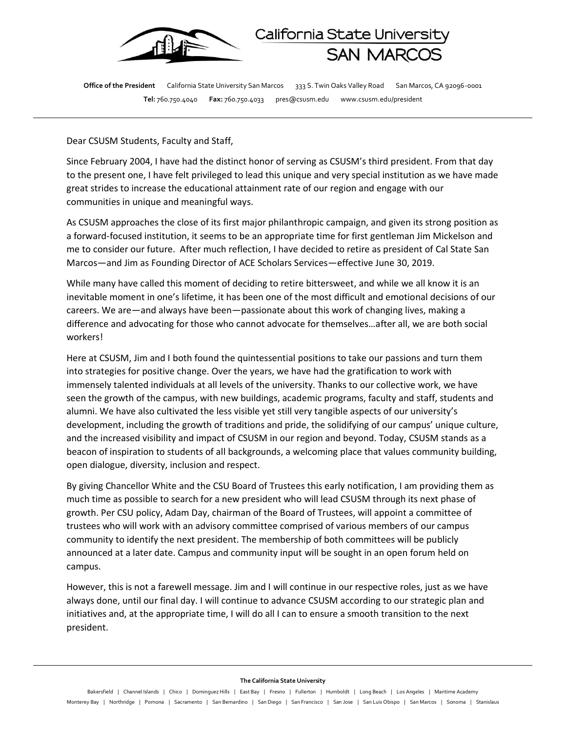# California State University SAN MARCOS

**Office of the President** California State University San Marcos 333 S. Twin Oaks Valley Road San Marcos, CA 92096-0001
**Tel:** 760.750.4040 **Fax:** 760.750.4033 pres@csusm.edu www.csusm.edu/president

---

Dear CSUSM Students, Faculty and Staff,

Since February 2004, I have had the distinct honor of serving as CSUSM's third president. From that day to the present one, I have felt privileged to lead this unique and very special institution as we have made great strides to increase the educational attainment rate of our region and engage with our communities in unique and meaningful ways.

As CSUSM approaches the close of its first major philanthropic campaign, and given its strong position as a forward-focused institution, it seems to be an appropriate time for first gentleman Jim Mickelson and me to consider our future. After much reflection, I have decided to retire as president of Cal State San Marcos—and Jim as Founding Director of ACE Scholars Services—effective June 30, 2019.

While many have called this moment of deciding to retire bittersweet, and while we all know it is an inevitable moment in one's lifetime, it has been one of the most difficult and emotional decisions of our careers. We are—and always have been—passionate about this work of changing lives, making a difference and advocating for those who cannot advocate for themselves…after all, we are both social workers!

Here at CSUSM, Jim and I both found the quintessential positions to take our passions and turn them into strategies for positive change. Over the years, we have had the gratification to work with immensely talented individuals at all levels of the university. Thanks to our collective work, we have seen the growth of the campus, with new buildings, academic programs, faculty and staff, students and alumni. We have also cultivated the less visible yet still very tangible aspects of our university's development, including the growth of traditions and pride, the solidifying of our campus' unique culture, and the increased visibility and impact of CSUSM in our region and beyond. Today, CSUSM stands as a beacon of inspiration to students of all backgrounds, a welcoming place that values community building, open dialogue, diversity, inclusion and respect.

By giving Chancellor White and the CSU Board of Trustees this early notification, I am providing them as much time as possible to search for a new president who will lead CSUSM through its next phase of growth. Per CSU policy, Adam Day, chairman of the Board of Trustees, will appoint a committee of trustees who will work with an advisory committee comprised of various members of our campus community to identify the next president. The membership of both committees will be publicly announced at a later date. Campus and community input will be sought in an open forum held on campus.

However, this is not a farewell message. Jim and I will continue in our respective roles, just as we have always done, until our final day. I will continue to advance CSUSM according to our strategic plan and initiatives and, at the appropriate time, I will do all I can to ensure a smooth transition to the next president.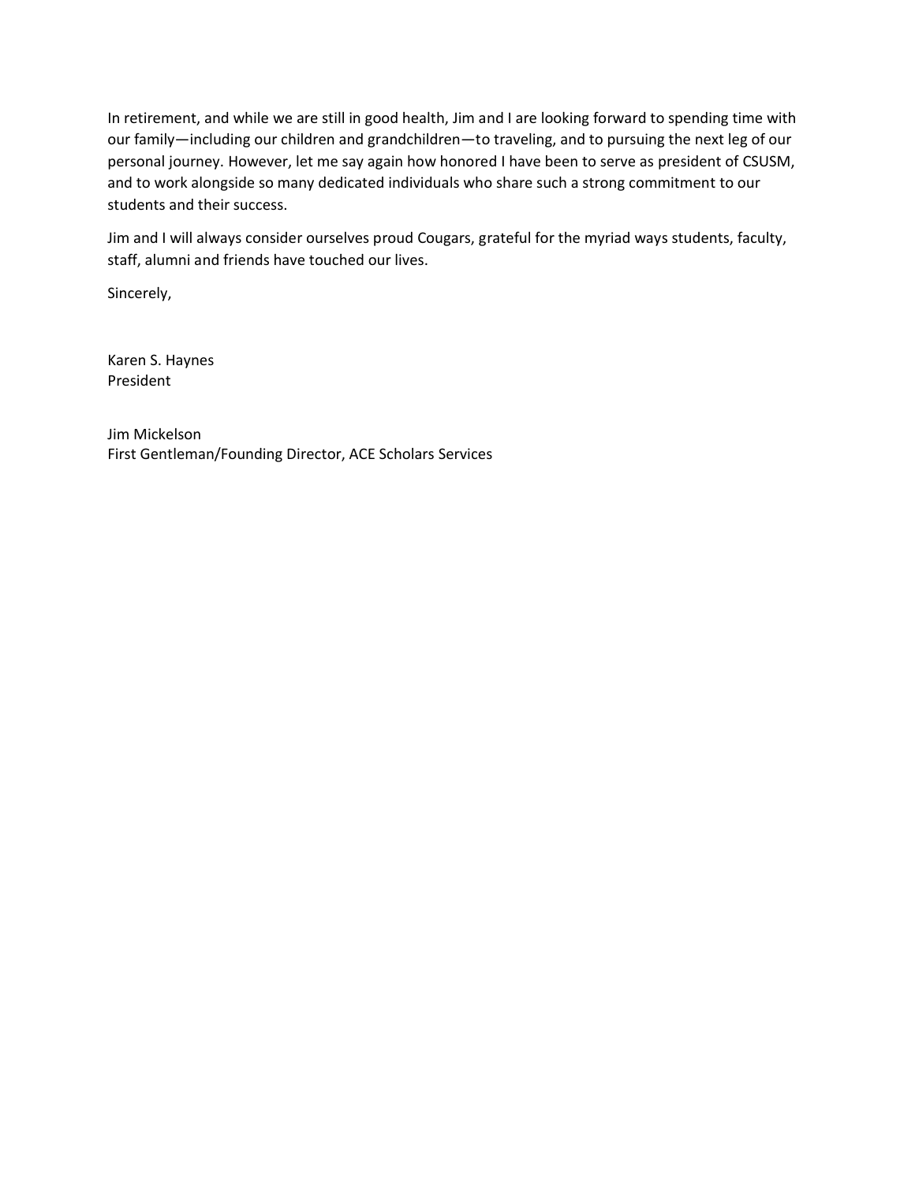In retirement, and while we are still in good health, Jim and I are looking forward to spending time with our family—including our children and grandchildren—to traveling, and to pursuing the next leg of our personal journey. However, let me say again how honored I have been to serve as president of CSUSM, and to work alongside so many dedicated individuals who share such a strong commitment to our students and their success.

Jim and I will always consider ourselves proud Cougars, grateful for the myriad ways students, faculty, staff, alumni and friends have touched our lives.

Sincerely,

Karen S. Haynes
President

Jim Mickelson
First Gentleman/Founding Director, ACE Scholars Services